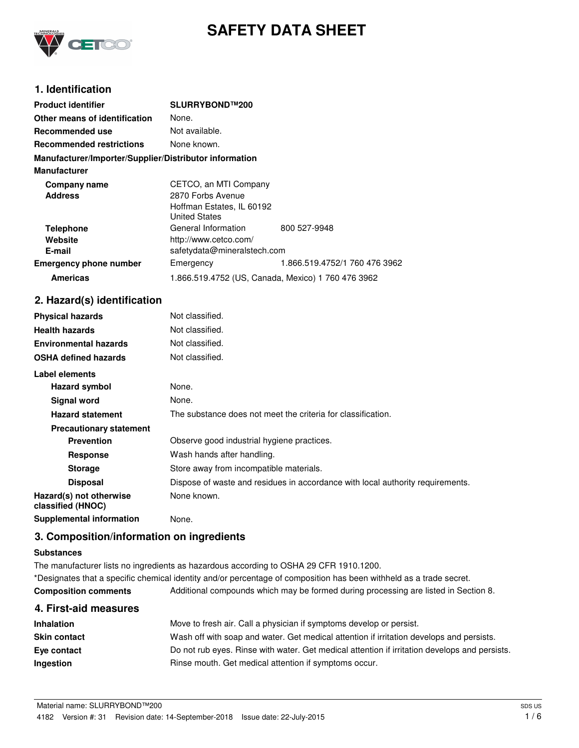# SAFETY DATA SHEET

## 1. Identification

| | | |
|---|---|---|
| **Product identifier** | **SLURRYBOND™200** | |
| **Other means of identification** | None. | |
| **Recommended use** | Not available. | |
| **Recommended restrictions** | None known. | |

**Manufacturer/Importer/Supplier/Distributor information**

**Manufacturer**

| | | |
|---|---|---|
| **Company name** | CETCO, an MTI Company | |
| **Address** | 2870 Forbs Avenue<br>Hoffman Estates, IL 60192<br>United States | |
| **Telephone** | General Information | 800 527-9948 |
| **Website** | http://www.cetco.com/ | |
| **E-mail** | safetydata@mineralstech.com | |
| **Emergency phone number** | Emergency | 1.866.519.4752/1 760 476 3962 |
| **Americas** | 1.866.519.4752 (US, Canada, Mexico) 1 760 476 3962 | |

## 2. Hazard(s) identification

| | |
|---|---|
| **Physical hazards** | Not classified. |
| **Health hazards** | Not classified. |
| **Environmental hazards** | Not classified. |
| **OSHA defined hazards** | Not classified. |

**Label elements**

| | |
|---|---|
| **Hazard symbol** | None. |
| **Signal word** | None. |
| **Hazard statement** | The substance does not meet the criteria for classification. |

**Precautionary statement**

| | |
|---|---|
| **Prevention** | Observe good industrial hygiene practices. |
| **Response** | Wash hands after handling. |
| **Storage** | Store away from incompatible materials. |
| **Disposal** | Dispose of waste and residues in accordance with local authority requirements. |
| **Hazard(s) not otherwise classified (HNOC)** | None known. |
| **Supplemental information** | None. |

## 3. Composition/information on ingredients

**Substances**

The manufacturer lists no ingredients as hazardous according to OSHA 29 CFR 1910.1200.

*Designates that a specific chemical identity and/or percentage of composition has been withheld as a trade secret.

**Composition comments** Additional compounds which may be formed during processing are listed in Section 8.

## 4. First-aid measures

| | |
|---|---|
| **Inhalation** | Move to fresh air. Call a physician if symptoms develop or persist. |
| **Skin contact** | Wash off with soap and water. Get medical attention if irritation develops and persists. |
| **Eye contact** | Do not rub eyes. Rinse with water. Get medical attention if irritation develops and persists. |
| **Ingestion** | Rinse mouth. Get medical attention if symptoms occur. |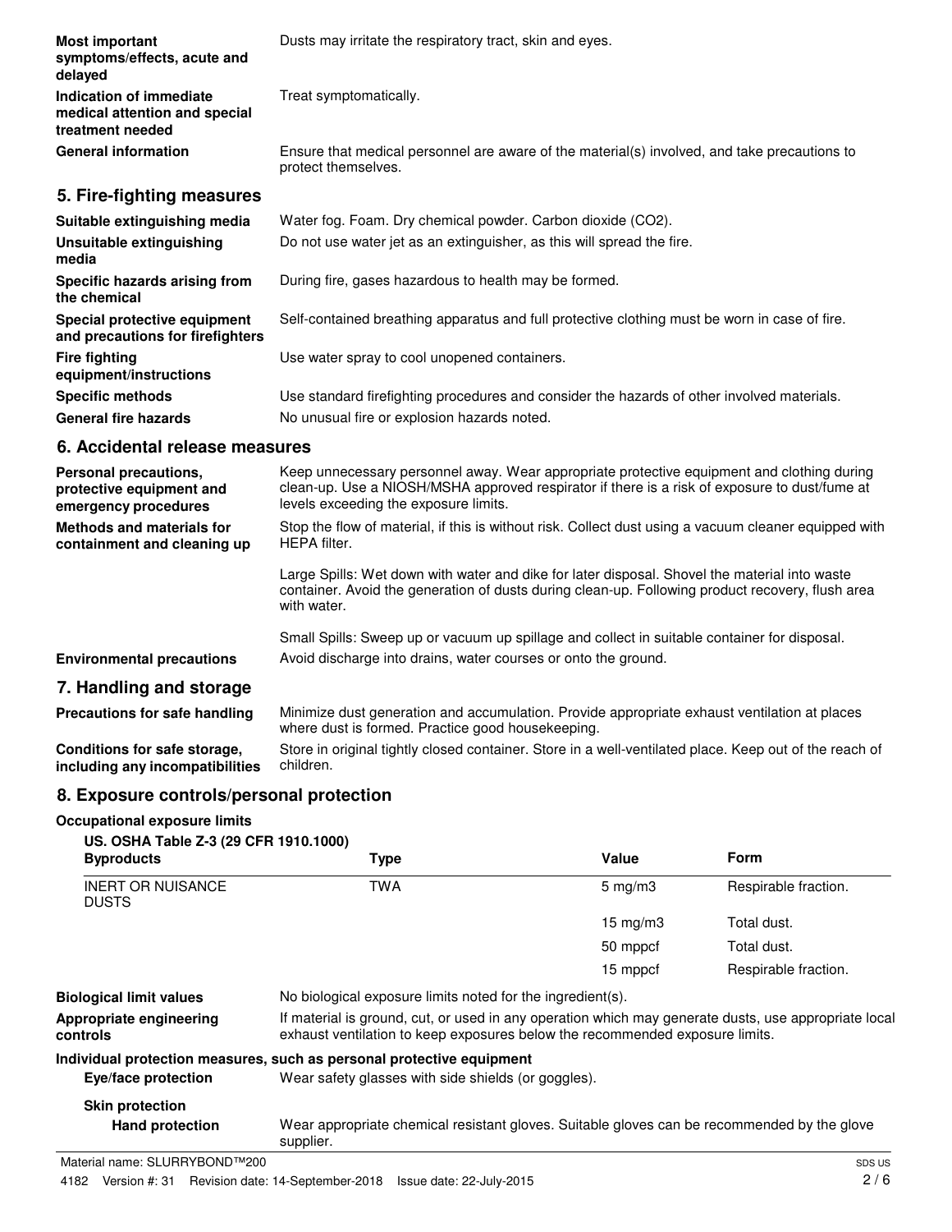| | |
|---|---|
| **Most important symptoms/effects, acute and delayed** | Dusts may irritate the respiratory tract, skin and eyes. |
| **Indication of immediate medical attention and special treatment needed** | Treat symptomatically. |
| **General information** | Ensure that medical personnel are aware of the material(s) involved, and take precautions to protect themselves. |

## 5. Fire-fighting measures

| | |
|---|---|
| **Suitable extinguishing media** | Water fog. Foam. Dry chemical powder. Carbon dioxide ($CO_2$). |
| **Unsuitable extinguishing media** | Do not use water jet as an extinguisher, as this will spread the fire. |
| **Specific hazards arising from the chemical** | During fire, gases hazardous to health may be formed. |
| **Special protective equipment and precautions for firefighters** | Self-contained breathing apparatus and full protective clothing must be worn in case of fire. |
| **Fire fighting equipment/instructions** | Use water spray to cool unopened containers. |
| **Specific methods** | Use standard firefighting procedures and consider the hazards of other involved materials. |
| **General fire hazards** | No unusual fire or explosion hazards noted. |

## 6. Accidental release measures

**Personal precautions, protective equipment and emergency procedures**

Keep unnecessary personnel away. Wear appropriate protective equipment and clothing during clean-up. Use a NIOSH/MSHA approved respirator if there is a risk of exposure to dust/fume at levels exceeding the exposure limits.

**Methods and materials for containment and cleaning up**

Stop the flow of material, if this is without risk. Collect dust using a vacuum cleaner equipped with HEPA filter.

Large Spills: Wet down with water and dike for later disposal. Shovel the material into waste container. Avoid the generation of dusts during clean-up. Following product recovery, flush area with water.

Small Spills: Sweep up or vacuum up spillage and collect in suitable container for disposal.

**Environmental precautions**

Avoid discharge into drains, water courses or onto the ground.

## 7. Handling and storage

| | |
|---|---|
| **Precautions for safe handling** | Minimize dust generation and accumulation. Provide appropriate exhaust ventilation at places where dust is formed. Practice good housekeeping. |
| **Conditions for safe storage, including any incompatibilities** | Store in original tightly closed container. Store in a well-ventilated place. Keep out of the reach of children. |

## 8. Exposure controls/personal protection

**Occupational exposure limits**

**US. OSHA Table Z-3 (29 CFR 1910.1000)**

| Byproducts | Type | Value | Form |
|---|---|---|---|
| INERT OR NUISANCE DUSTS | TWA | 5 mg/m3 | Respirable fraction. |
| | | 15 mg/m3 | Total dust. |
| | | 50 mppcf | Total dust. |
| | | 15 mppcf | Respirable fraction. |

| | |
|---|---|
| **Biological limit values** | No biological exposure limits noted for the ingredient(s). |
| **Appropriate engineering controls** | If material is ground, cut, or used in any operation which may generate dusts, use appropriate local exhaust ventilation to keep exposures below the recommended exposure limits. |

**Individual protection measures, such as personal protective equipment**

**Eye/face protection**

Wear safety glasses with side shields (or goggles).

**Skin protection**

**Hand protection**

Wear appropriate chemical resistant gloves. Suitable gloves can be recommended by the glove supplier.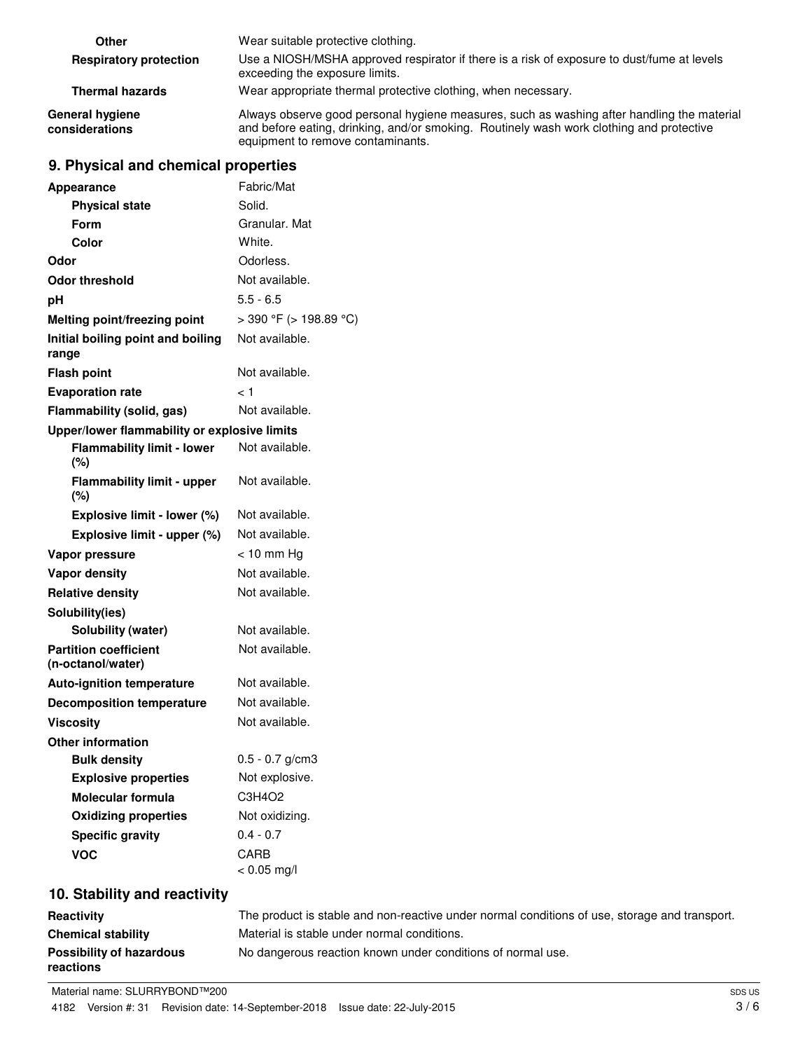| | |
|---|---|
| **Other** | Wear suitable protective clothing. |
| **Respiratory protection** | Use a NIOSH/MSHA approved respirator if there is a risk of exposure to dust/fume at levels exceeding the exposure limits. |
| **Thermal hazards** | Wear appropriate thermal protective clothing, when necessary. |
| **General hygiene considerations** | Always observe good personal hygiene measures, such as washing after handling the material and before eating, drinking, and/or smoking. Routinely wash work clothing and protective equipment to remove contaminants. |

## 9. Physical and chemical properties

| | |
|---|---|
| **Appearance** | Fabric/Mat |
| **Physical state** | Solid. |
| **Form** | Granular. Mat |
| **Color** | White. |
| **Odor** | Odorless. |
| **Odor threshold** | Not available. |
| **pH** | 5.5 - 6.5 |
| **Melting point/freezing point** | > 390 °F (> 198.89 °C) |
| **Initial boiling point and boiling range** | Not available. |
| **Flash point** | Not available. |
| **Evaporation rate** | < 1 |
| **Flammability (solid, gas)** | Not available. |
| **Upper/lower flammability or explosive limits** | |
| **Flammability limit - lower (%)** | Not available. |
| **Flammability limit - upper (%)** | Not available. |
| **Explosive limit - lower (%)** | Not available. |
| **Explosive limit - upper (%)** | Not available. |
| **Vapor pressure** | < 10 mm Hg |
| **Vapor density** | Not available. |
| **Relative density** | Not available. |
| **Solubility(ies)** | |
| **Solubility (water)** | Not available. |
| **Partition coefficient (n-octanol/water)** | Not available. |
| **Auto-ignition temperature** | Not available. |
| **Decomposition temperature** | Not available. |
| **Viscosity** | Not available. |
| **Other information** | |
| **Bulk density** | 0.5 - 0.7 g/cm3 |
| **Explosive properties** | Not explosive. |
| **Molecular formula** | $C_3H_4O_2$ |
| **Oxidizing properties** | Not oxidizing. |
| **Specific gravity** | 0.4 - 0.7 |
| **VOC** | CARB<br>< 0.05 mg/l |

## 10. Stability and reactivity

| | |
|---|---|
| **Reactivity** | The product is stable and non-reactive under normal conditions of use, storage and transport. |
| **Chemical stability** | Material is stable under normal conditions. |
| **Possibility of hazardous reactions** | No dangerous reaction known under conditions of normal use. |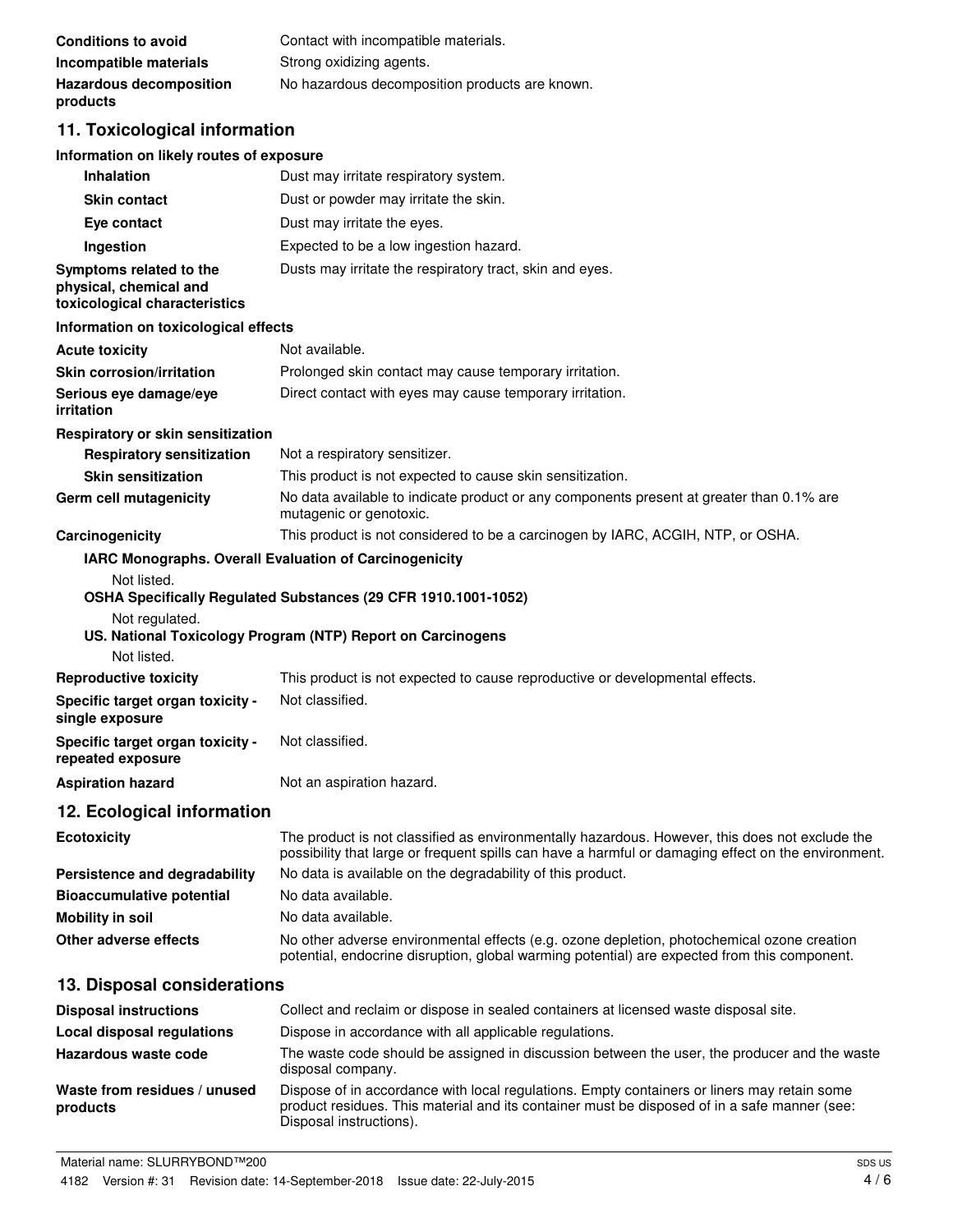| | |
|---|---|
| **Conditions to avoid** | Contact with incompatible materials. |
| **Incompatible materials** | Strong oxidizing agents. |
| **Hazardous decomposition products** | No hazardous decomposition products are known. |

## 11. Toxicological information

**Information on likely routes of exposure**

| | |
|---|---|
| **Inhalation** | Dust may irritate respiratory system. |
| **Skin contact** | Dust or powder may irritate the skin. |
| **Eye contact** | Dust may irritate the eyes. |
| **Ingestion** | Expected to be a low ingestion hazard. |
| **Symptoms related to the physical, chemical and toxicological characteristics** | Dusts may irritate the respiratory tract, skin and eyes. |

**Information on toxicological effects**

| | |
|---|---|
| **Acute toxicity** | Not available. |
| **Skin corrosion/irritation** | Prolonged skin contact may cause temporary irritation. |
| **Serious eye damage/eye irritation** | Direct contact with eyes may cause temporary irritation. |

**Respiratory or skin sensitization**

| | |
|---|---|
| **Respiratory sensitization** | Not a respiratory sensitizer. |
| **Skin sensitization** | This product is not expected to cause skin sensitization. |
| **Germ cell mutagenicity** | No data available to indicate product or any components present at greater than 0.1% are mutagenic or genotoxic. |
| **Carcinogenicity** | This product is not considered to be a carcinogen by IARC, ACGIH, NTP, or OSHA. |

**IARC Monographs. Overall Evaluation of Carcinogenicity**

Not listed.

**OSHA Specifically Regulated Substances (29 CFR 1910.1001-1052)**

Not regulated.

**US. National Toxicology Program (NTP) Report on Carcinogens**

Not listed.

| | |
|---|---|
| **Reproductive toxicity** | This product is not expected to cause reproductive or developmental effects. |
| **Specific target organ toxicity - single exposure** | Not classified. |
| **Specific target organ toxicity - repeated exposure** | Not classified. |
| **Aspiration hazard** | Not an aspiration hazard. |

## 12. Ecological information

| | |
|---|---|
| **Ecotoxicity** | The product is not classified as environmentally hazardous. However, this does not exclude the possibility that large or frequent spills can have a harmful or damaging effect on the environment. |
| **Persistence and degradability** | No data is available on the degradability of this product. |
| **Bioaccumulative potential** | No data available. |
| **Mobility in soil** | No data available. |
| **Other adverse effects** | No other adverse environmental effects (e.g. ozone depletion, photochemical ozone creation potential, endocrine disruption, global warming potential) are expected from this component. |

## 13. Disposal considerations

| | |
|---|---|
| **Disposal instructions** | Collect and reclaim or dispose in sealed containers at licensed waste disposal site. |
| **Local disposal regulations** | Dispose in accordance with all applicable regulations. |
| **Hazardous waste code** | The waste code should be assigned in discussion between the user, the producer and the waste disposal company. |
| **Waste from residues / unused products** | Dispose of in accordance with local regulations. Empty containers or liners may retain some product residues. This material and its container must be disposed of in a safe manner (see: Disposal instructions). |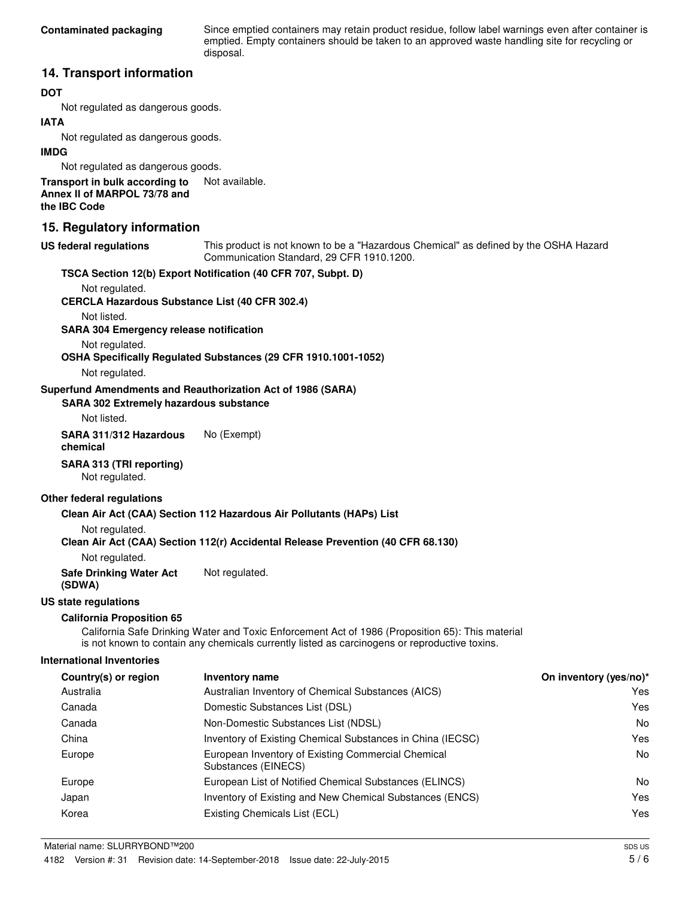**Contaminated packaging** Since emptied containers may retain product residue, follow label warnings even after container is emptied. Empty containers should be taken to an approved waste handling site for recycling or disposal.

## 14. Transport information

**DOT**

Not regulated as dangerous goods.

**IATA**

Not regulated as dangerous goods.

**IMDG**

Not regulated as dangerous goods.

**Transport in bulk according to Annex II of MARPOL 73/78 and the IBC Code** Not available.

## 15. Regulatory information

**US federal regulations** This product is not known to be a "Hazardous Chemical" as defined by the OSHA Hazard Communication Standard, 29 CFR 1910.1200.

**TSCA Section 12(b) Export Notification (40 CFR 707, Subpt. D)**

Not regulated.

**CERCLA Hazardous Substance List (40 CFR 302.4)**

Not listed.

**SARA 304 Emergency release notification**

Not regulated.

**OSHA Specifically Regulated Substances (29 CFR 1910.1001-1052)**

Not regulated.

**Superfund Amendments and Reauthorization Act of 1986 (SARA)**

**SARA 302 Extremely hazardous substance**

Not listed.

**SARA 311/312 Hazardous chemical** No (Exempt)

**SARA 313 (TRI reporting)**

Not regulated.

**Other federal regulations**

**Clean Air Act (CAA) Section 112 Hazardous Air Pollutants (HAPs) List**

Not regulated.

**Clean Air Act (CAA) Section 112(r) Accidental Release Prevention (40 CFR 68.130)**

Not regulated.

**Safe Drinking Water Act (SDWA)** Not regulated.

**US state regulations**

**California Proposition 65**

California Safe Drinking Water and Toxic Enforcement Act of 1986 (Proposition 65): This material is not known to contain any chemicals currently listed as carcinogens or reproductive toxins.

**International Inventories**

| Country(s) or region | Inventory name | On inventory (yes/no)* |
|---|---|---|
| Australia | Australian Inventory of Chemical Substances (AICS) | Yes |
| Canada | Domestic Substances List (DSL) | Yes |
| Canada | Non-Domestic Substances List (NDSL) | No |
| China | Inventory of Existing Chemical Substances in China (IECSC) | Yes |
| Europe | European Inventory of Existing Commercial Chemical Substances (EINECS) | No |
| Europe | European List of Notified Chemical Substances (ELINCS) | No |
| Japan | Inventory of Existing and New Chemical Substances (ENCS) | Yes |
| Korea | Existing Chemicals List (ECL) | Yes |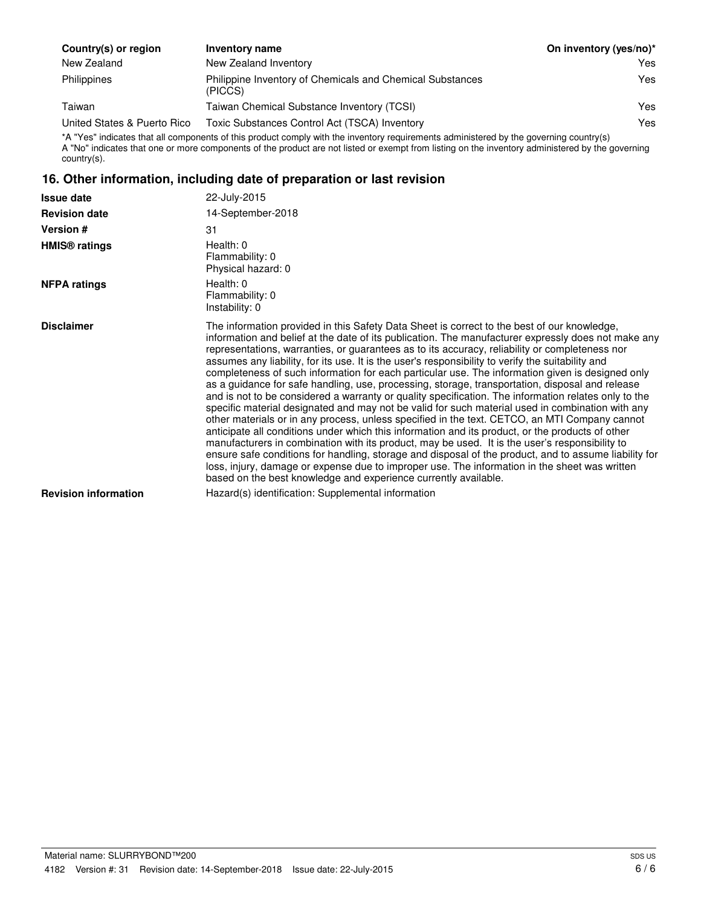| Country(s) or region | Inventory name | On inventory (yes/no)* |
| --- | --- | --- |
| New Zealand | New Zealand Inventory | Yes |
| Philippines | Philippine Inventory of Chemicals and Chemical Substances (PICCS) | Yes |
| Taiwan | Taiwan Chemical Substance Inventory (TCSI) | Yes |
| United States & Puerto Rico | Toxic Substances Control Act (TSCA) Inventory | Yes |

*A "Yes" indicates that all components of this product comply with the inventory requirements administered by the governing country(s)
A "No" indicates that one or more components of the product are not listed or exempt from listing on the inventory administered by the governing country(s).

## 16. Other information, including date of preparation or last revision

**Issue date** 22-July-2015

**Revision date** 14-September-2018

**Version #** 31

**HMIS® ratings**
Health: 0
Flammability: 0
Physical hazard: 0

**NFPA ratings**
Health: 0
Flammability: 0
Instability: 0

**Disclaimer**
The information provided in this Safety Data Sheet is correct to the best of our knowledge, information and belief at the date of its publication. The manufacturer expressly does not make any representations, warranties, or guarantees as to its accuracy, reliability or completeness nor assumes any liability, for its use. It is the user's responsibility to verify the suitability and completeness of such information for each particular use. The information given is designed only as a guidance for safe handling, use, processing, storage, transportation, disposal and release and is not to be considered a warranty or quality specification. The information relates only to the specific material designated and may not be valid for such material used in combination with any other materials or in any process, unless specified in the text. CETCO, an MTI Company cannot anticipate all conditions under which this information and its product, or the products of other manufacturers in combination with its product, may be used. It is the user's responsibility to ensure safe conditions for handling, storage and disposal of the product, and to assume liability for loss, injury, damage or expense due to improper use. The information in the sheet was written based on the best knowledge and experience currently available.

**Revision information** Hazard(s) identification: Supplemental information